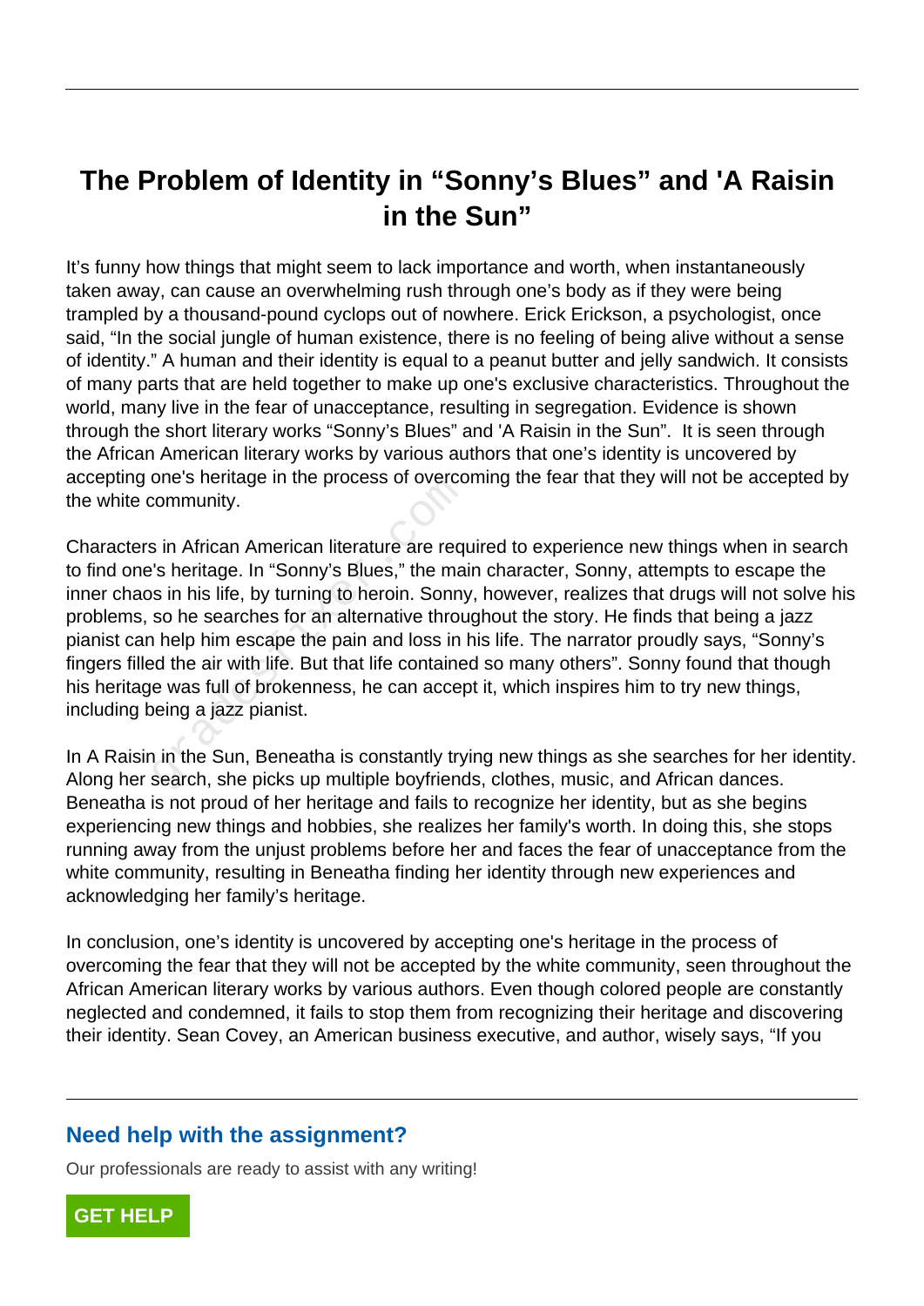# The Problem of Identity in “Sonny’s Blues” and 'A Raisin in the Sun”

It’s funny how things that might seem to lack importance and worth, when instantaneously taken away, can cause an overwhelming rush through one’s body as if they were being trampled by a thousand-pound cyclops out of nowhere. Erick Erickson, a psychologist, once said, “In the social jungle of human existence, there is no feeling of being alive without a sense of identity.” A human and their identity is equal to a peanut butter and jelly sandwich. It consists of many parts that are held together to make up one's exclusive characteristics. Throughout the world, many live in the fear of unacceptance, resulting in segregation. Evidence is shown through the short literary works “Sonny’s Blues” and 'A Raisin in the Sun”. It is seen through the African American literary works by various authors that one’s identity is uncovered by accepting one's heritage in the process of overcoming the fear that they will not be accepted by the white community.

Characters in African American literature are required to experience new things when in search to find one's heritage. In “Sonny’s Blues,” the main character, Sonny, attempts to escape the inner chaos in his life, by turning to heroin. Sonny, however, realizes that drugs will not solve his problems, so he searches for an alternative throughout the story. He finds that being a jazz pianist can help him escape the pain and loss in his life. The narrator proudly says, “Sonny’s fingers filled the air with life. But that life contained so many others”. Sonny found that though his heritage was full of brokenness, he can accept it, which inspires him to try new things, including being a jazz pianist.

In A Raisin in the Sun, Beneatha is constantly trying new things as she searches for her identity. Along her search, she picks up multiple boyfriends, clothes, music, and African dances. Beneatha is not proud of her heritage and fails to recognize her identity, but as she begins experiencing new things and hobbies, she realizes her family's worth. In doing this, she stops running away from the unjust problems before her and faces the fear of unacceptance from the white community, resulting in Beneatha finding her identity through new experiences and acknowledging her family’s heritage.

In conclusion, one’s identity is uncovered by accepting one's heritage in the process of overcoming the fear that they will not be accepted by the white community, seen throughout the African American literary works by various authors. Even though colored people are constantly neglected and condemned, it fails to stop them from recognizing their heritage and discovering their identity. Sean Covey, an American business executive, and author, wisely says, “If you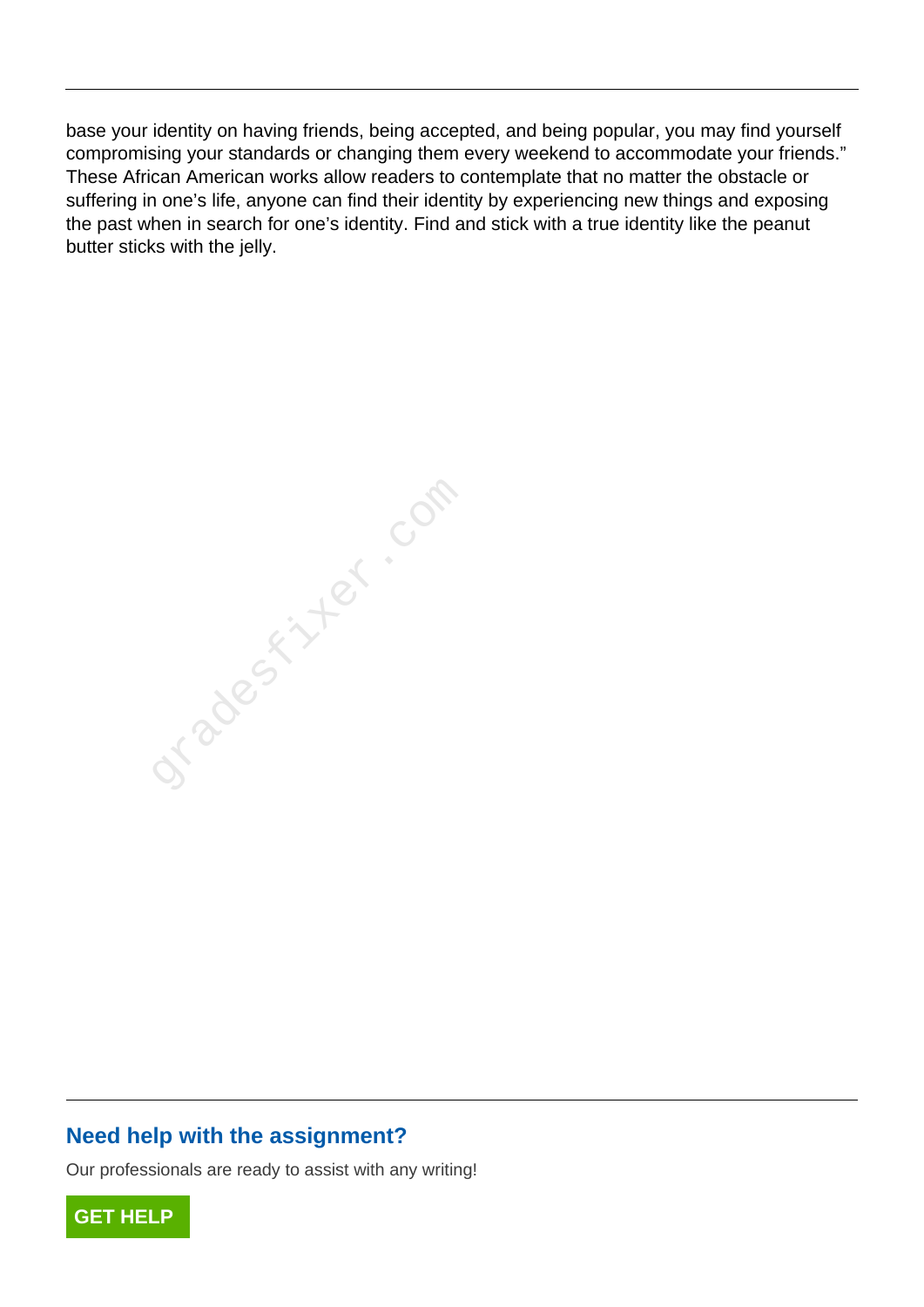base your identity on having friends, being accepted, and being popular, you may find yourself compromising your standards or changing them every weekend to accommodate your friends." These African American works allow readers to contemplate that no matter the obstacle or suffering in one's life, anyone can find their identity by experiencing new things and exposing the past when in search for one's identity. Find and stick with a true identity like the peanut butter sticks with the jelly.